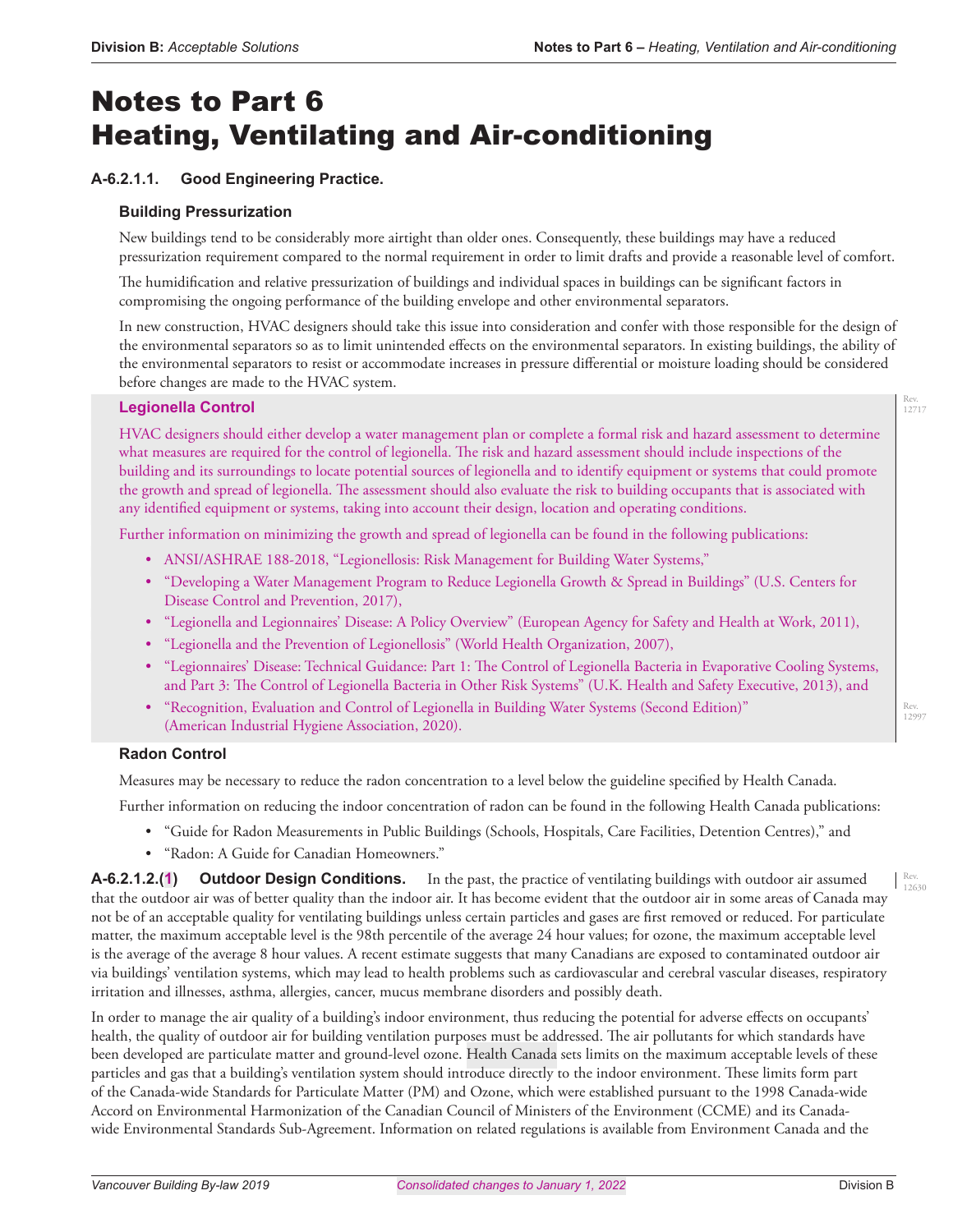# Notes to Part 6 Heating, Ventilating and Air-conditioning

### A-6.2.1.1. Good Engineering Practice.

#### Building Pressurization

New buildings tend to be considerably more airtight than older ones. Consequently, these buildings may have a reduced pressurization requirement compared to the normal requirement in order to limit drafts and provide a reasonable level of comfort.

The humidification and relative pressurization of buildings and individual spaces in buildings can be significant factors in compromising the ongoing performance of the building envelope and other environmental separators.

In new construction, HVAC designers should take this issue into consideration and confer with those responsible for the design of the environmental separators so as to limit unintended effects on the environmental separators. In existing buildings, the ability of the environmental separators to resist or accommodate increases in pressure differential or moisture loading should be considered before changes are made to the HVAC system.

#### Legionella Control

HVAC designers should either develop a water management plan or complete a formal risk and hazard assessment to determine what measures are required for the control of legionella. The risk and hazard assessment should include inspections of the building and its surroundings to locate potential sources of legionella and to identify equipment or systems that could promote the growth and spread of legionella. The assessment should also evaluate the risk to building occupants that is associated with any identified equipment or systems, taking into account their design, location and operating conditions.

Further information on minimizing the growth and spread of legionella can be found in the following publications:

- ANSI/ASHRAE 188-2018, "Legionellosis: Risk Management for Building Water Systems,"
- "Developing a Water Management Program to Reduce Legionella Growth & Spread in Buildings" (U.S. Centers for Disease Control and Prevention, 2017),
- "Legionella and Legionnaires' Disease: A Policy Overview" (European Agency for Safety and Health at Work, 2011),
- "Legionella and the Prevention of Legionellosis" (World Health Organization, 2007),
- "Legionnaires' Disease: Technical Guidance: Part 1: The Control of Legionella Bacteria in Evaporative Cooling Systems, and Part 3: The Control of Legionella Bacteria in Other Risk Systems" (U.K. Health and Safety Executive, 2013), and
- "Recognition, Evaluation and Control of Legionella in Building Water Systems (Second Edition)" (American Industrial Hygiene Association, 2020).

#### Radon Control

Measures may be necessary to reduce the radon concentration to a level below the guideline specified by Health Canada.

Further information on reducing the indoor concentration of radon can be found in the following Health Canada publications:

- "Guide for Radon Measurements in Public Buildings (Schools, Hospitals, Care Facilities, Detention Centres)," and
- "Radon: A Guide for Canadian Homeowners."

**A-6.2.1.2.(1) Outdoor Design Conditions.** In the past, the practice of ventilating buildings with outdoor air assumed that the outdoor air was of better quality than the indoor air. It has become evident that the outdoor air in some areas of Canada may not be of an acceptable quality for ventilating buildings unless certain particles and gases are first removed or reduced. For particulate matter, the maximum acceptable level is the 98th percentile of the average 24 hour values; for ozone, the maximum acceptable level is the average of the average 8 hour values. A recent estimate suggests that many Canadians are exposed to contaminated outdoor air via buildings' ventilation systems, which may lead to health problems such as cardiovascular and cerebral vascular diseases, respiratory irritation and illnesses, asthma, allergies, cancer, mucus membrane disorders and possibly death.

In order to manage the air quality of a building's indoor environment, thus reducing the potential for adverse effects on occupants' health, the quality of outdoor air for building ventilation purposes must be addressed. The air pollutants for which standards have been developed are particulate matter and ground-level ozone. Health Canada sets limits on the maximum acceptable levels of these particles and gas that a building's ventilation system should introduce directly to the indoor environment. These limits form part of the Canada-wide Standards for Particulate Matter (PM) and Ozone, which were established pursuant to the 1998 Canada-wide Accord on Environmental Harmonization of the Canadian Council of Ministers of the Environment (CCME) and its Canada-wide Environmental Standards Sub-Agreement. Information on related regulations is available from Environment Canada and the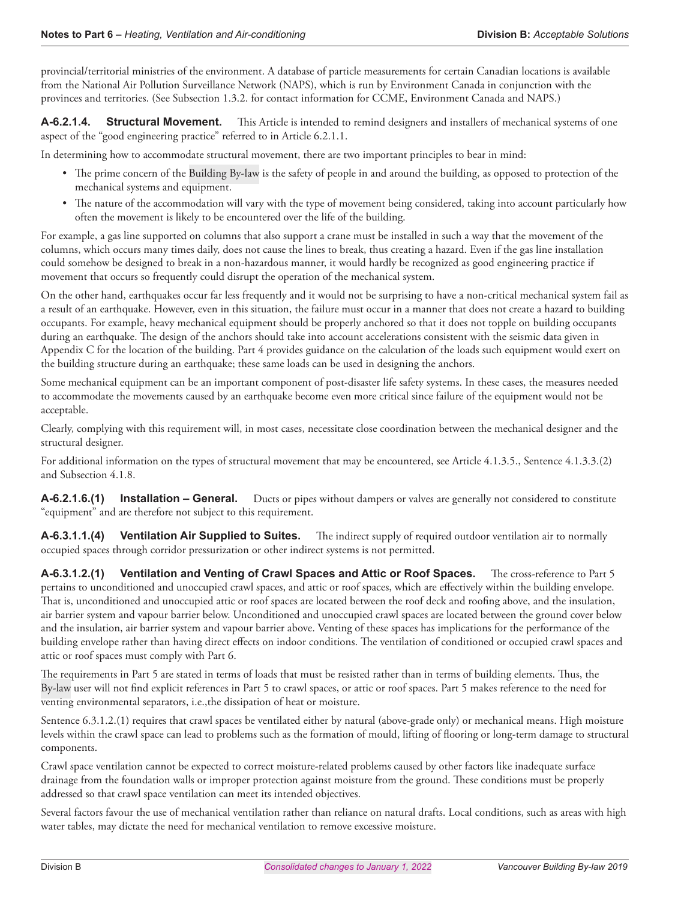provincial/territorial ministries of the environment. A database of particle measurements for certain Canadian locations is available from the National Air Pollution Surveillance Network (NAPS), which is run by Environment Canada in conjunction with the provinces and territories. (See Subsection 1.3.2. for contact information for CCME, Environment Canada and NAPS.)

**A-6.2.1.4. Structural Movement.** This Article is intended to remind designers and installers of mechanical systems of one aspect of the "good engineering practice" referred to in Article 6.2.1.1.

In determining how to accommodate structural movement, there are two important principles to bear in mind:

- The prime concern of the Building By-law is the safety of people in and around the building, as opposed to protection of the mechanical systems and equipment.
- The nature of the accommodation will vary with the type of movement being considered, taking into account particularly how often the movement is likely to be encountered over the life of the building.

For example, a gas line supported on columns that also support a crane must be installed in such a way that the movement of the columns, which occurs many times daily, does not cause the lines to break, thus creating a hazard. Even if the gas line installation could somehow be designed to break in a non-hazardous manner, it would hardly be recognized as good engineering practice if movement that occurs so frequently could disrupt the operation of the mechanical system.

On the other hand, earthquakes occur far less frequently and it would not be surprising to have a non-critical mechanical system fail as a result of an earthquake. However, even in this situation, the failure must occur in a manner that does not create a hazard to building occupants. For example, heavy mechanical equipment should be properly anchored so that it does not topple on building occupants during an earthquake. The design of the anchors should take into account accelerations consistent with the seismic data given in Appendix C for the location of the building. Part 4 provides guidance on the calculation of the loads such equipment would exert on the building structure during an earthquake; these same loads can be used in designing the anchors.

Some mechanical equipment can be an important component of post-disaster life safety systems. In these cases, the measures needed to accommodate the movements caused by an earthquake become even more critical since failure of the equipment would not be acceptable.

Clearly, complying with this requirement will, in most cases, necessitate close coordination between the mechanical designer and the structural designer.

For additional information on the types of structural movement that may be encountered, see Article 4.1.3.5., Sentence 4.1.3.3.(2) and Subsection 4.1.8.

**A-6.2.1.6.(1) Installation – General.** Ducts or pipes without dampers or valves are generally not considered to constitute "equipment" and are therefore not subject to this requirement.

**A-6.3.1.1.(4) Ventilation Air Supplied to Suites.** The indirect supply of required outdoor ventilation air to normally occupied spaces through corridor pressurization or other indirect systems is not permitted.

**A-6.3.1.2.(1) Ventilation and Venting of Crawl Spaces and Attic or Roof Spaces.** The cross-reference to Part 5 pertains to unconditioned and unoccupied crawl spaces, and attic or roof spaces, which are effectively within the building envelope. That is, unconditioned and unoccupied attic or roof spaces are located between the roof deck and roofing above, and the insulation, air barrier system and vapour barrier below. Unconditioned and unoccupied crawl spaces are located between the ground cover below and the insulation, air barrier system and vapour barrier above. Venting of these spaces has implications for the performance of the building envelope rather than having direct effects on indoor conditions. The ventilation of conditioned or occupied crawl spaces and attic or roof spaces must comply with Part 6.

The requirements in Part 5 are stated in terms of loads that must be resisted rather than in terms of building elements. Thus, the By-law user will not find explicit references in Part 5 to crawl spaces, or attic or roof spaces. Part 5 makes reference to the need for venting environmental separators, i.e.,the dissipation of heat or moisture.

Sentence 6.3.1.2.(1) requires that crawl spaces be ventilated either by natural (above-grade only) or mechanical means. High moisture levels within the crawl space can lead to problems such as the formation of mould, lifting of flooring or long-term damage to structural components.

Crawl space ventilation cannot be expected to correct moisture-related problems caused by other factors like inadequate surface drainage from the foundation walls or improper protection against moisture from the ground. These conditions must be properly addressed so that crawl space ventilation can meet its intended objectives.

Several factors favour the use of mechanical ventilation rather than reliance on natural drafts. Local conditions, such as areas with high water tables, may dictate the need for mechanical ventilation to remove excessive moisture.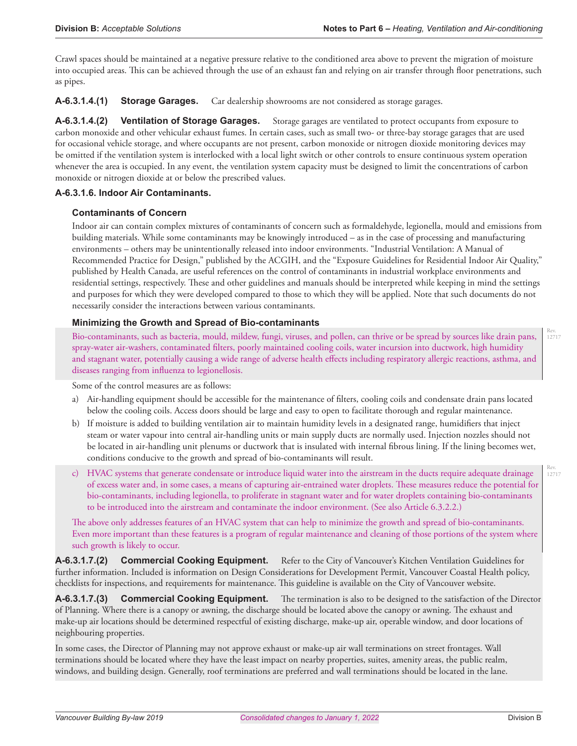Crawl spaces should be maintained at a negative pressure relative to the conditioned area above to prevent the migration of moisture into occupied areas. This can be achieved through the use of an exhaust fan and relying on air transfer through floor penetrations, such as pipes.

**A-6.3.1.4.(1) Storage Garages.** Car dealership showrooms are not considered as storage garages.

**A-6.3.1.4.(2) Ventilation of Storage Garages.** Storage garages are ventilated to protect occupants from exposure to carbon monoxide and other vehicular exhaust fumes. In certain cases, such as small two- or three-bay storage garages that are used for occasional vehicle storage, and where occupants are not present, carbon monoxide or nitrogen dioxide monitoring devices may be omitted if the ventilation system is interlocked with a local light switch or other controls to ensure continuous system operation whenever the area is occupied. In any event, the ventilation system capacity must be designed to limit the concentrations of carbon monoxide or nitrogen dioxide at or below the prescribed values.

**A-6.3.1.6. Indoor Air Contaminants.**

**Contaminants of Concern**

Indoor air can contain complex mixtures of contaminants of concern such as formaldehyde, legionella, mould and emissions from building materials. While some contaminants may be knowingly introduced – as in the case of processing and manufacturing environments – others may be unintentionally released into indoor environments. "Industrial Ventilation: A Manual of Recommended Practice for Design," published by the ACGIH, and the "Exposure Guidelines for Residential Indoor Air Quality," published by Health Canada, are useful references on the control of contaminants in industrial workplace environments and residential settings, respectively. These and other guidelines and manuals should be interpreted while keeping in mind the settings and purposes for which they were developed compared to those to which they will be applied. Note that such documents do not necessarily consider the interactions between various contaminants.

**Minimizing the Growth and Spread of Bio-contaminants**

Bio-contaminants, such as bacteria, mould, mildew, fungi, viruses, and pollen, can thrive or be spread by sources like drain pans, spray-water air-washers, contaminated filters, poorly maintained cooling coils, water incursion into ductwork, high humidity and stagnant water, potentially causing a wide range of adverse health effects including respiratory allergic reactions, asthma, and diseases ranging from influenza to legionellosis.

Some of the control measures are as follows:

a) Air-handling equipment should be accessible for the maintenance of filters, cooling coils and condensate drain pans located below the cooling coils. Access doors should be large and easy to open to facilitate thorough and regular maintenance.

b) If moisture is added to building ventilation air to maintain humidity levels in a designated range, humidifiers that inject steam or water vapour into central air-handling units or main supply ducts are normally used. Injection nozzles should not be located in air-handling unit plenums or ductwork that is insulated with internal fibrous lining. If the lining becomes wet, conditions conducive to the growth and spread of bio-contaminants will result.

c) HVAC systems that generate condensate or introduce liquid water into the airstream in the ducts require adequate drainage of excess water and, in some cases, a means of capturing air-entrained water droplets. These measures reduce the potential for bio-contaminants, including legionella, to proliferate in stagnant water and for water droplets containing bio-contaminants to be introduced into the airstream and contaminate the indoor environment. (See also Article 6.3.2.2.)

The above only addresses features of an HVAC system that can help to minimize the growth and spread of bio-contaminants. Even more important than these features is a program of regular maintenance and cleaning of those portions of the system where such growth is likely to occur.

**A-6.3.1.7.(2) Commercial Cooking Equipment.** Refer to the City of Vancouver's Kitchen Ventilation Guidelines for further information. Included is information on Design Considerations for Development Permit, Vancouver Coastal Health policy, checklists for inspections, and requirements for maintenance. This guideline is available on the City of Vancouver website.

**A-6.3.1.7.(3) Commercial Cooking Equipment.** The termination is also to be designed to the satisfaction of the Director of Planning. Where there is a canopy or awning, the discharge should be located above the canopy or awning. The exhaust and make-up air locations should be determined respectful of existing discharge, make-up air, operable window, and door locations of neighbouring properties.

In some cases, the Director of Planning may not approve exhaust or make-up air wall terminations on street frontages. Wall terminations should be located where they have the least impact on nearby properties, suites, amenity areas, the public realm, windows, and building design. Generally, roof terminations are preferred and wall terminations should be located in the lane.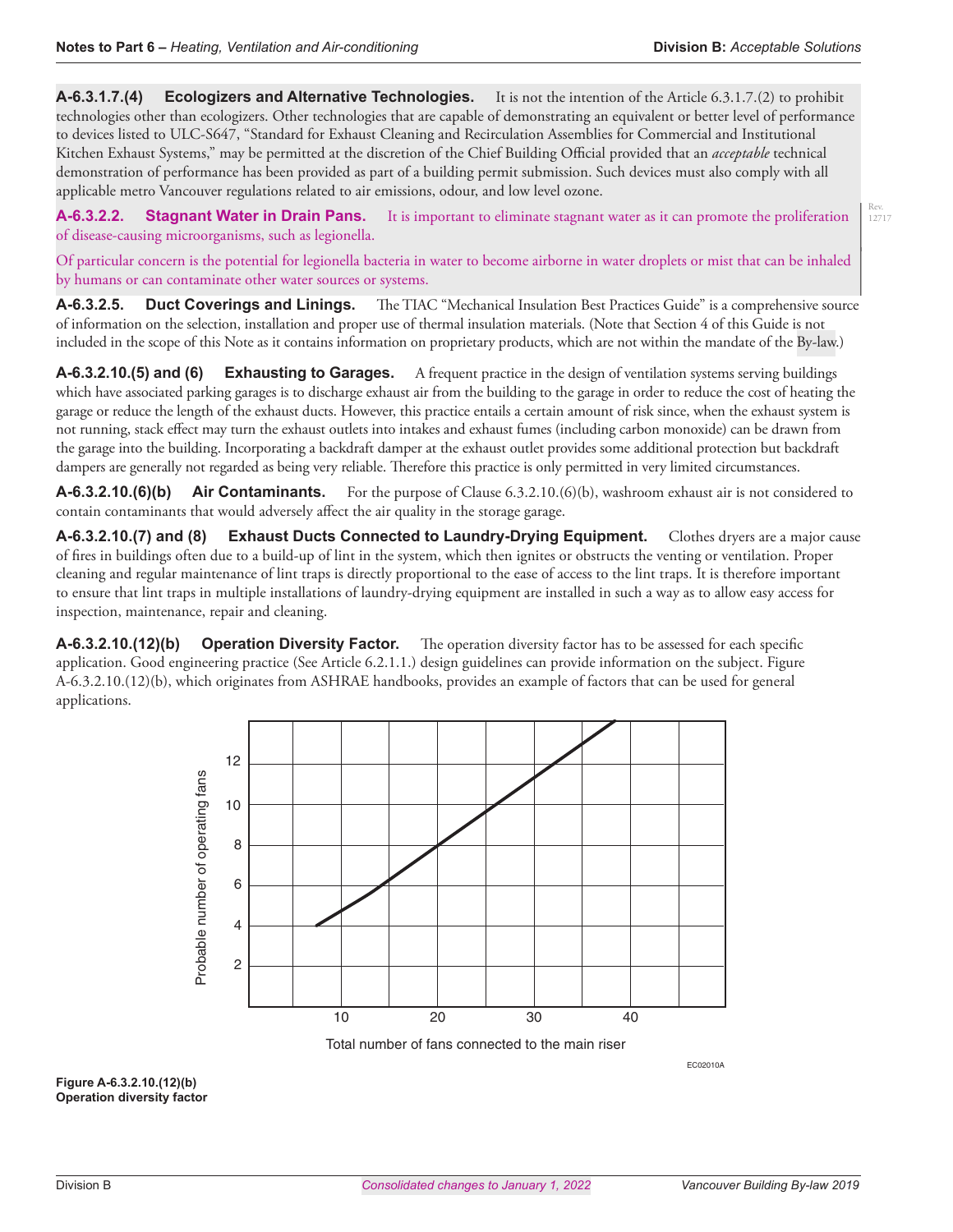**A-6.3.1.7.(4) Ecologizers and Alternative Technologies.** It is not the intention of the Article 6.3.1.7.(2) to prohibit technologies other than ecologizers. Other technologies that are capable of demonstrating an equivalent or better level of performance to devices listed to ULC-S647, “Standard for Exhaust Cleaning and Recirculation Assemblies for Commercial and Institutional Kitchen Exhaust Systems,” may be permitted at the discretion of the Chief Building Official provided that an *acceptable* technical demonstration of performance has been provided as part of a building permit submission. Such devices must also comply with all applicable metro Vancouver regulations related to air emissions, odour, and low level ozone.

**A-6.3.2.2. Stagnant Water in Drain Pans.** It is important to eliminate stagnant water as it can promote the proliferation of disease-causing microorganisms, such as legionella.

Of particular concern is the potential for legionella bacteria in water to become airborne in water droplets or mist that can be inhaled by humans or can contaminate other water sources or systems.

**A-6.3.2.5. Duct Coverings and Linings.** The TIAC “Mechanical Insulation Best Practices Guide” is a comprehensive source of information on the selection, installation and proper use of thermal insulation materials. (Note that Section 4 of this Guide is not included in the scope of this Note as it contains information on proprietary products, which are not within the mandate of the By-law.)

**A-6.3.2.10.(5) and (6) Exhausting to Garages.** A frequent practice in the design of ventilation systems serving buildings which have associated parking garages is to discharge exhaust air from the building to the garage in order to reduce the cost of heating the garage or reduce the length of the exhaust ducts. However, this practice entails a certain amount of risk since, when the exhaust system is not running, stack effect may turn the exhaust outlets into intakes and exhaust fumes (including carbon monoxide) can be drawn from the garage into the building. Incorporating a backdraft damper at the exhaust outlet provides some additional protection but backdraft dampers are generally not regarded as being very reliable. Therefore this practice is only permitted in very limited circumstances.

**A-6.3.2.10.(6)(b) Air Contaminants.** For the purpose of Clause 6.3.2.10.(6)(b), washroom exhaust air is not considered to contain contaminants that would adversely affect the air quality in the storage garage.

**A-6.3.2.10.(7) and (8) Exhaust Ducts Connected to Laundry-Drying Equipment.** Clothes dryers are a major cause of fires in buildings often due to a build-up of lint in the system, which then ignites or obstructs the venting or ventilation. Proper cleaning and regular maintenance of lint traps is directly proportional to the ease of access to the lint traps. It is therefore important to ensure that lint traps in multiple installations of laundry-drying equipment are installed in such a way as to allow easy access for inspection, maintenance, repair and cleaning.

**A-6.3.2.10.(12)(b) Operation Diversity Factor.** The operation diversity factor has to be assessed for each specific application. Good engineering practice (See Article 6.2.1.1.) design guidelines can provide information on the subject. Figure A-6.3.2.10.(12)(b), which originates from ASHRAE handbooks, provides an example of factors that can be used for general applications.

**Figure A-6.3.2.10.(12)(b)**
**Operation diversity factor**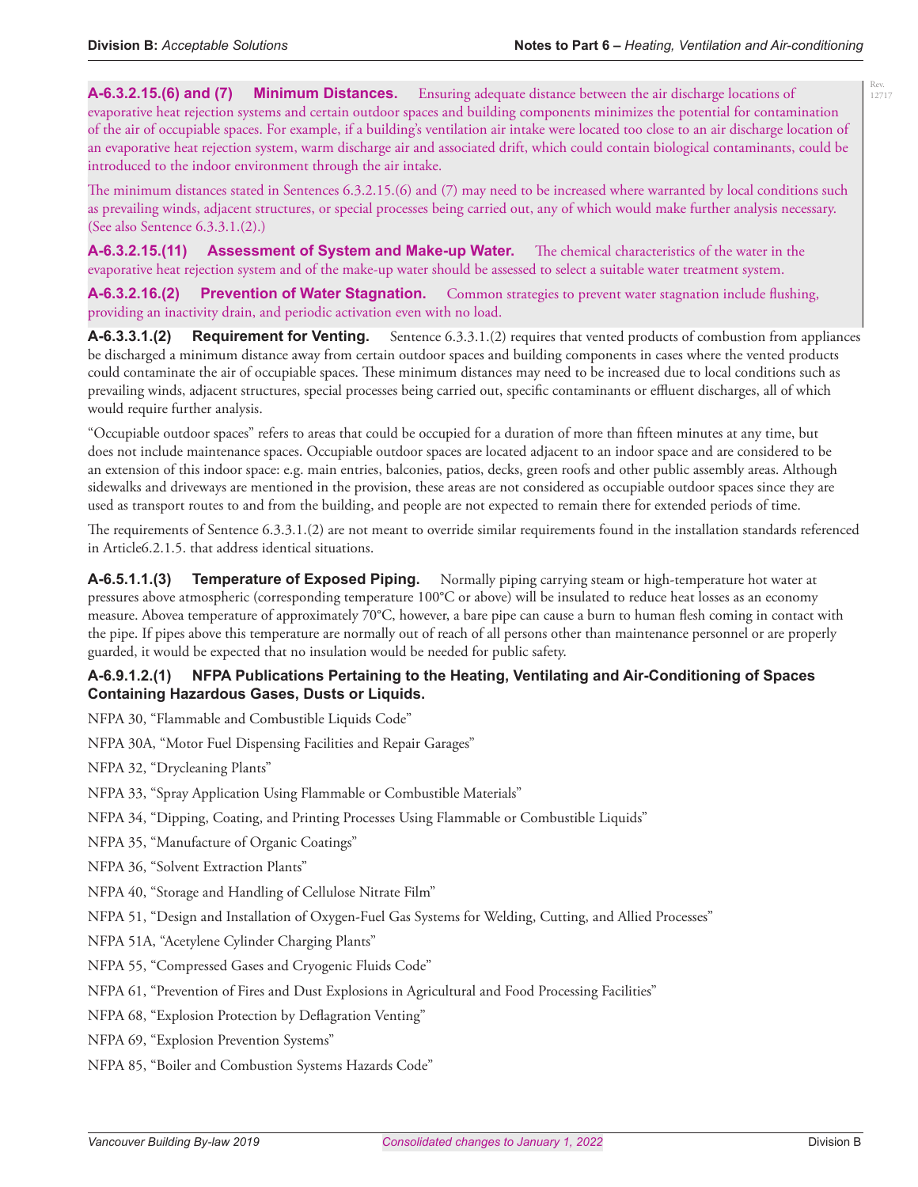**A-6.3.2.15.(6) and (7) Minimum Distances.** Ensuring adequate distance between the air discharge locations of evaporative heat rejection systems and certain outdoor spaces and building components minimizes the potential for contamination of the air of occupiable spaces. For example, if a building's ventilation air intake were located too close to an air discharge location of an evaporative heat rejection system, warm discharge air and associated drift, which could contain biological contaminants, could be introduced to the indoor environment through the air intake.

The minimum distances stated in Sentences 6.3.2.15.(6) and (7) may need to be increased where warranted by local conditions such as prevailing winds, adjacent structures, or special processes being carried out, any of which would make further analysis necessary. (See also Sentence 6.3.3.1.(2).)

**A-6.3.2.15.(11) Assessment of System and Make-up Water.** The chemical characteristics of the water in the evaporative heat rejection system and of the make-up water should be assessed to select a suitable water treatment system.

**A-6.3.2.16.(2) Prevention of Water Stagnation.** Common strategies to prevent water stagnation include flushing, providing an inactivity drain, and periodic activation even with no load.

**A-6.3.3.1.(2) Requirement for Venting.** Sentence 6.3.3.1.(2) requires that vented products of combustion from appliances be discharged a minimum distance away from certain outdoor spaces and building components in cases where the vented products could contaminate the air of occupiable spaces. These minimum distances may need to be increased due to local conditions such as prevailing winds, adjacent structures, special processes being carried out, specific contaminants or effluent discharges, all of which would require further analysis.

"Occupiable outdoor spaces" refers to areas that could be occupied for a duration of more than fifteen minutes at any time, but does not include maintenance spaces. Occupiable outdoor spaces are located adjacent to an indoor space and are considered to be an extension of this indoor space: e.g. main entries, balconies, patios, decks, green roofs and other public assembly areas. Although sidewalks and driveways are mentioned in the provision, these areas are not considered as occupiable outdoor spaces since they are used as transport routes to and from the building, and people are not expected to remain there for extended periods of time.

The requirements of Sentence 6.3.3.1.(2) are not meant to override similar requirements found in the installation standards referenced in Article6.2.1.5. that address identical situations.

**A-6.5.1.1.(3) Temperature of Exposed Piping.** Normally piping carrying steam or high-temperature hot water at pressures above atmospheric (corresponding temperature 100°C or above) will be insulated to reduce heat losses as an economy measure. Abovea temperature of approximately 70°C, however, a bare pipe can cause a burn to human flesh coming in contact with the pipe. If pipes above this temperature are normally out of reach of all persons other than maintenance personnel or are properly guarded, it would be expected that no insulation would be needed for public safety.

**A-6.9.1.2.(1) NFPA Publications Pertaining to the Heating, Ventilating and Air-Conditioning of Spaces Containing Hazardous Gases, Dusts or Liquids.**

NFPA 30, "Flammable and Combustible Liquids Code"

NFPA 30A, "Motor Fuel Dispensing Facilities and Repair Garages"

NFPA 32, "Drycleaning Plants"

NFPA 33, "Spray Application Using Flammable or Combustible Materials"

NFPA 34, "Dipping, Coating, and Printing Processes Using Flammable or Combustible Liquids"

NFPA 35, "Manufacture of Organic Coatings"

NFPA 36, "Solvent Extraction Plants"

NFPA 40, "Storage and Handling of Cellulose Nitrate Film"

NFPA 51, "Design and Installation of Oxygen-Fuel Gas Systems for Welding, Cutting, and Allied Processes"

NFPA 51A, "Acetylene Cylinder Charging Plants"

NFPA 55, "Compressed Gases and Cryogenic Fluids Code"

NFPA 61, "Prevention of Fires and Dust Explosions in Agricultural and Food Processing Facilities"

NFPA 68, "Explosion Protection by Deflagration Venting"

NFPA 69, "Explosion Prevention Systems"

NFPA 85, "Boiler and Combustion Systems Hazards Code"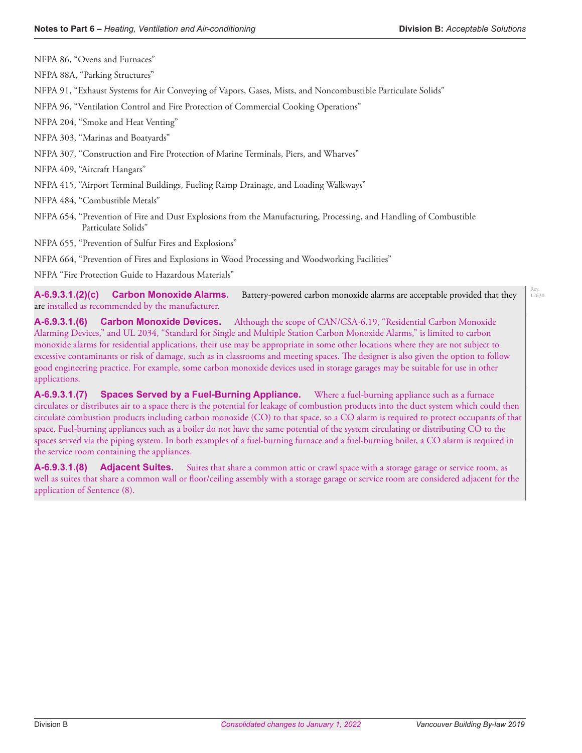NFPA 86, "Ovens and Furnaces"

NFPA 88A, "Parking Structures"

NFPA 91, "Exhaust Systems for Air Conveying of Vapors, Gases, Mists, and Noncombustible Particulate Solids"

NFPA 96, "Ventilation Control and Fire Protection of Commercial Cooking Operations"

NFPA 204, "Smoke and Heat Venting"

NFPA 303, "Marinas and Boatyards"

NFPA 307, "Construction and Fire Protection of Marine Terminals, Piers, and Wharves"

NFPA 409, "Aircraft Hangars"

NFPA 415, "Airport Terminal Buildings, Fueling Ramp Drainage, and Loading Walkways"

NFPA 484, "Combustible Metals"

NFPA 654, "Prevention of Fire and Dust Explosions from the Manufacturing, Processing, and Handling of Combustible Particulate Solids"

NFPA 655, "Prevention of Sulfur Fires and Explosions"

NFPA 664, "Prevention of Fires and Explosions in Wood Processing and Woodworking Facilities"

NFPA "Fire Protection Guide to Hazardous Materials"

**A-6.9.3.1.(2)(c) Carbon Monoxide Alarms.** Battery-powered carbon monoxide alarms are acceptable provided that they are installed as recommended by the manufacturer.

**A-6.9.3.1.(6) Carbon Monoxide Devices.** Although the scope of CAN/CSA-6.19, "Residential Carbon Monoxide Alarming Devices," and UL 2034, "Standard for Single and Multiple Station Carbon Monoxide Alarms," is limited to carbon monoxide alarms for residential applications, their use may be appropriate in some other locations where they are not subject to excessive contaminants or risk of damage, such as in classrooms and meeting spaces. The designer is also given the option to follow good engineering practice. For example, some carbon monoxide devices used in storage garages may be suitable for use in other applications.

**A-6.9.3.1.(7) Spaces Served by a Fuel-Burning Appliance.** Where a fuel-burning appliance such as a furnace circulates or distributes air to a space there is the potential for leakage of combustion products into the duct system which could then circulate combustion products including carbon monoxide (CO) to that space, so a CO alarm is required to protect occupants of that space. Fuel-burning appliances such as a boiler do not have the same potential of the system circulating or distributing CO to the spaces served via the piping system. In both examples of a fuel-burning furnace and a fuel-burning boiler, a CO alarm is required in the service room containing the appliances.

**A-6.9.3.1.(8) Adjacent Suites.** Suites that share a common attic or crawl space with a storage garage or service room, as well as suites that share a common wall or floor/ceiling assembly with a storage garage or service room are considered adjacent for the application of Sentence (8).